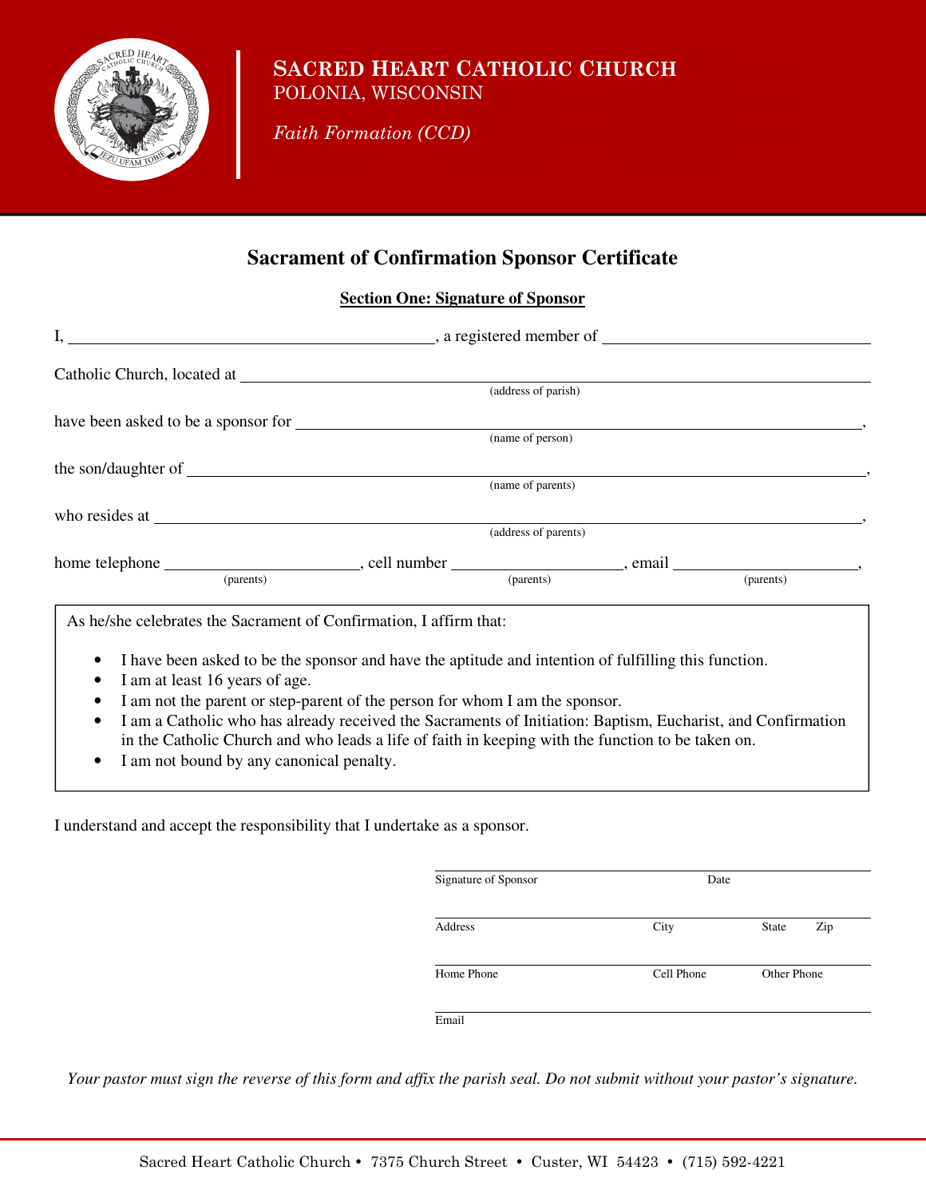**SACRED HEART CATHOLIC CHURCH**
POLONIA, WISCONSIN

*Faith Formation (CCD)*

# Sacrament of Confirmation Sponsor Certificate

## Section One: Signature of Sponsor

I, ______________________________, a registered member of ______________________

Catholic Church, located at ____________________________________________
(address of parish)

have been asked to be a sponsor for ____________________________________________,
(name of person)

the son/daughter of ____________________________________________,
(name of parents)

who resides at ____________________________________________,
(address of parents)

home telephone ________________, cell number ________________, email ________________,
(parents) (parents) (parents)

As he/she celebrates the Sacrament of Confirmation, I affirm that:

- I have been asked to be the sponsor and have the aptitude and intention of fulfilling this function.
- I am at least 16 years of age.
- I am not the parent or step-parent of the person for whom I am the sponsor.
- I am a Catholic who has already received the Sacraments of Initiation: Baptism, Eucharist, and Confirmation in the Catholic Church and who leads a life of faith in keeping with the function to be taken on.
- I am not bound by any canonical penalty.

I understand and accept the responsibility that I undertake as a sponsor.

______________________________________________
Signature of Sponsor Date

______________________________________________
Address City State Zip

______________________________________________
Home Phone Cell Phone Other Phone

______________________________________________
Email

*Your pastor must sign the reverse of this form and affix the parish seal. Do not submit without your pastor's signature.*

Sacred Heart Catholic Church • 7375 Church Street • Custer, WI 54423 • (715) 592-4221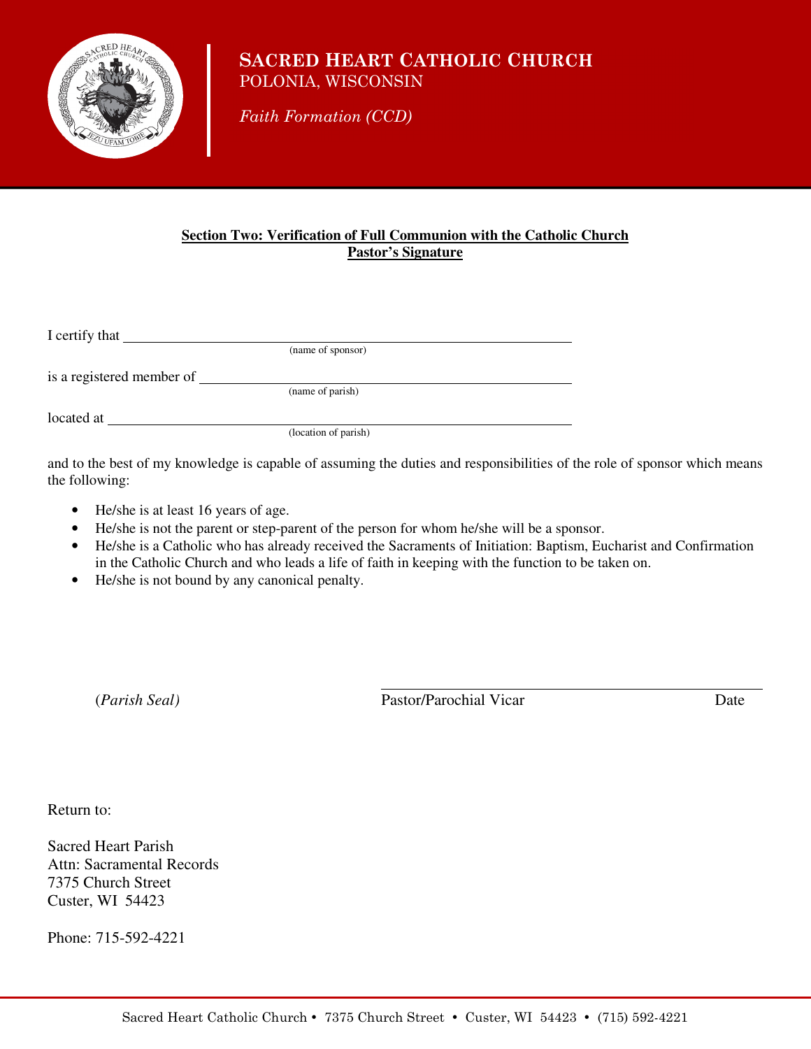**SACRED HEART CATHOLIC CHURCH**
POLONIA, WISCONSIN

*Faith Formation (CCD)*

**Section Two: Verification of Full Communion with the Catholic Church**
**Pastor's Signature**

I certify that ______________________________________________
(name of sponsor)

is a registered member of ______________________________________
(name of parish)

located at ______________________________________________
(location of parish)

and to the best of my knowledge is capable of assuming the duties and responsibilities of the role of sponsor which means the following:

- He/she is at least 16 years of age.
- He/she is not the parent or step-parent of the person for whom he/she will be a sponsor.
- He/she is a Catholic who has already received the Sacraments of Initiation: Baptism, Eucharist and Confirmation in the Catholic Church and who leads a life of faith in keeping with the function to be taken on.
- He/she is not bound by any canonical penalty.

(*Parish Seal)*

______________________________________________
Pastor/Parochial Vicar Date

Return to:

Sacred Heart Parish
Attn: Sacramental Records
7375 Church Street
Custer, WI 54423

Phone: 715-592-4221